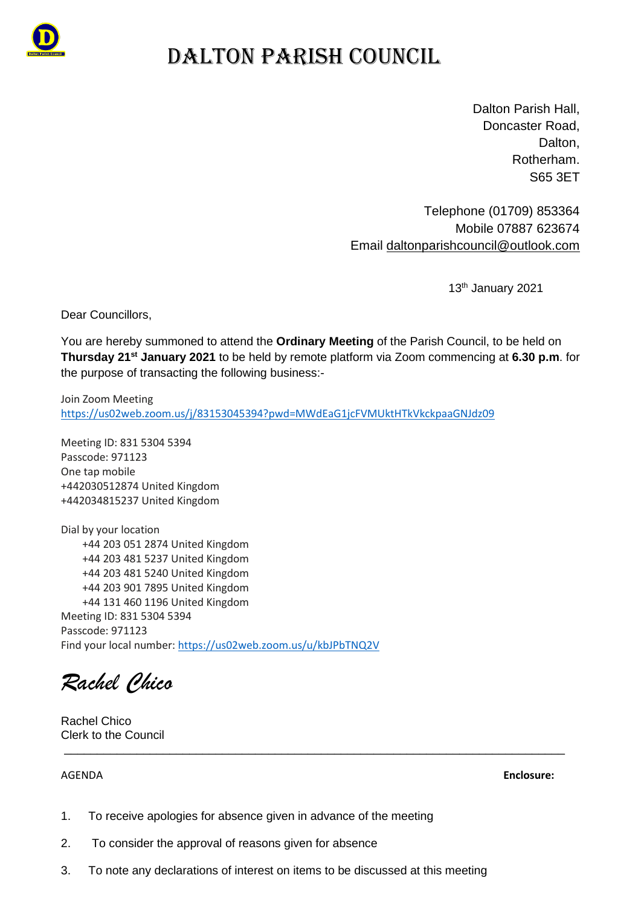# DALTON PARISH COUNCIL

Dalton Parish Hall,
Doncaster Road,
Dalton,
Rotherham.
S65 3ET

Telephone (01709) 853364
Mobile 07887 623674
Email daltonparishcouncil@outlook.com

13th January 2021

Dear Councillors,

You are hereby summoned to attend the **Ordinary Meeting** of the Parish Council, to be held on **Thursday 21st January 2021** to be held by remote platform via Zoom commencing at **6.30 p.m**. for the purpose of transacting the following business:-

Join Zoom Meeting
https://us02web.zoom.us/j/83153045394?pwd=MWdEaG1jcFVMUktHTkVkckpaaGNJdz09

Meeting ID: 831 5304 5394
Passcode: 971123
One tap mobile
+442030512874 United Kingdom
+442034815237 United Kingdom

Dial by your location
+44 203 051 2874 United Kingdom
+44 203 481 5237 United Kingdom
+44 203 481 5240 United Kingdom
+44 203 901 7895 United Kingdom
+44 131 460 1196 United Kingdom
Meeting ID: 831 5304 5394
Passcode: 971123
Find your local number: https://us02web.zoom.us/u/kbJPbTNQ2V

*Rachel Chico*

Rachel Chico
Clerk to the Council

---

AGENDA **Enclosure:**

1. To receive apologies for absence given in advance of the meeting
2. To consider the approval of reasons given for absence
3. To note any declarations of interest on items to be discussed at this meeting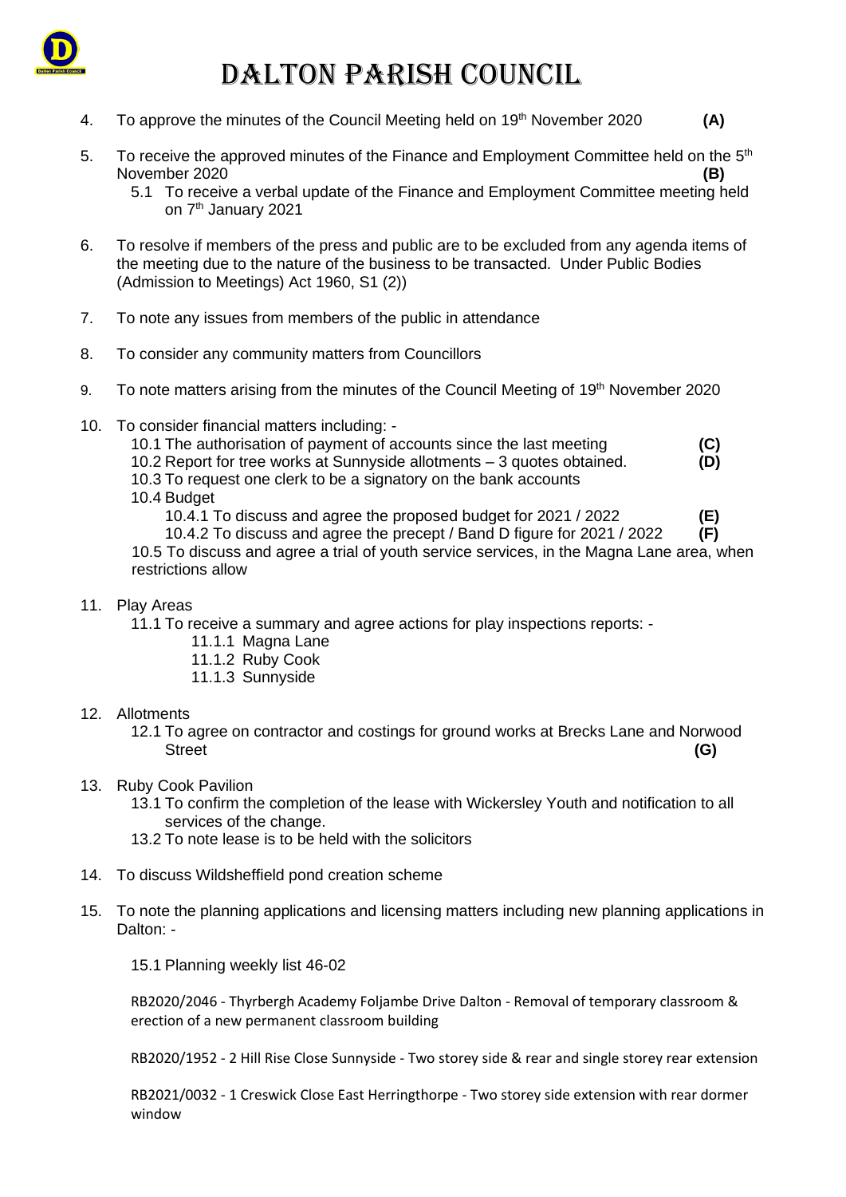# DALTON PARISH COUNCIL

4. To approve the minutes of the Council Meeting held on 19th November 2020 **(A)**

5. To receive the approved minutes of the Finance and Employment Committee held on the 5th November 2020 **(B)**
   - 5.1 To receive a verbal update of the Finance and Employment Committee meeting held on 7th January 2021

6. To resolve if members of the press and public are to be excluded from any agenda items of the meeting due to the nature of the business to be transacted. Under Public Bodies (Admission to Meetings) Act 1960, S1 (2))

7. To note any issues from members of the public in attendance

8. To consider any community matters from Councillors

9. To note matters arising from the minutes of the Council Meeting of 19th November 2020

10. To consider financial matters including: -
    - 10.1 The authorisation of payment of accounts since the last meeting **(C)**
    - 10.2 Report for tree works at Sunnyside allotments – 3 quotes obtained. **(D)**
    - 10.3 To request one clerk to be a signatory on the bank accounts
    - 10.4 Budget
      - 10.4.1 To discuss and agree the proposed budget for 2021 / 2022 **(E)**
      - 10.4.2 To discuss and agree the precept / Band D figure for 2021 / 2022 **(F)**
    - 10.5 To discuss and agree a trial of youth service services, in the Magna Lane area, when restrictions allow

11. Play Areas
    - 11.1 To receive a summary and agree actions for play inspections reports: -
      - 11.1.1 Magna Lane
      - 11.1.2 Ruby Cook
      - 11.1.3 Sunnyside

12. Allotments
    - 12.1 To agree on contractor and costings for ground works at Brecks Lane and Norwood Street **(G)**

13. Ruby Cook Pavilion
    - 13.1 To confirm the completion of the lease with Wickersley Youth and notification to all services of the change.
    - 13.2 To note lease is to be held with the solicitors

14. To discuss Wildsheffield pond creation scheme

15. To note the planning applications and licensing matters including new planning applications in Dalton: -

    15.1 Planning weekly list 46-02

    RB2020/2046 - Thyrbergh Academy Foljambe Drive Dalton - Removal of temporary classroom & erection of a new permanent classroom building

    RB2020/1952 - 2 Hill Rise Close Sunnyside - Two storey side & rear and single storey rear extension

    RB2021/0032 - 1 Creswick Close East Herringthorpe - Two storey side extension with rear dormer window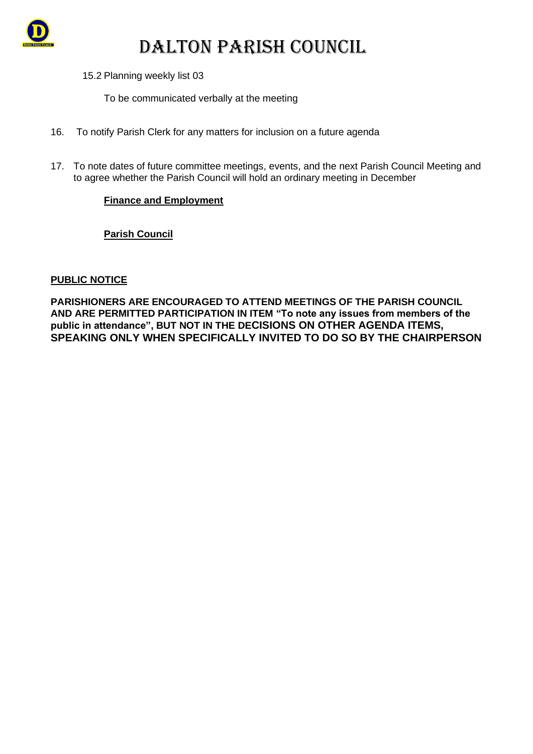15.2 Planning weekly list 03

To be communicated verbally at the meeting

16. To notify Parish Clerk for any matters for inclusion on a future agenda

17. To note dates of future committee meetings, events, and the next Parish Council Meeting and to agree whether the Parish Council will hold an ordinary meeting in December

**Finance and Employment**

**Parish Council**

**PUBLIC NOTICE**

**PARISHIONERS ARE ENCOURAGED TO ATTEND MEETINGS OF THE PARISH COUNCIL AND ARE PERMITTED PARTICIPATION IN ITEM "To note any issues from members of the public in attendance", BUT NOT IN THE DECISIONS ON OTHER AGENDA ITEMS, SPEAKING ONLY WHEN SPECIFICALLY INVITED TO DO SO BY THE CHAIRPERSON**